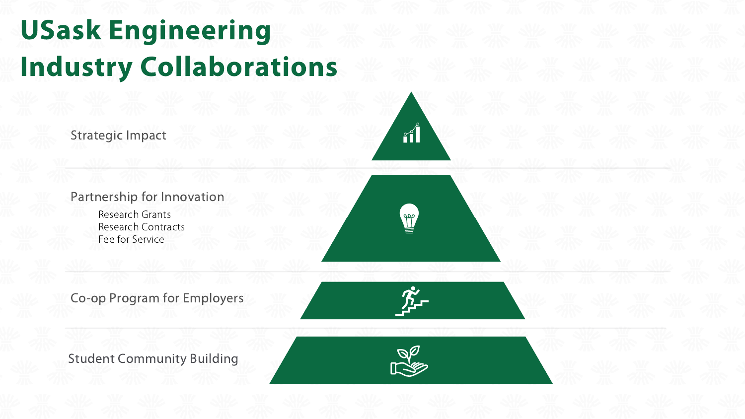# USask Engineering Industry Collaborations

Strategic Impact

Partnership for Innovation

- Research Grants
- Research Contracts
- Fee for Service

Co-op Program for Employers

Student Community Building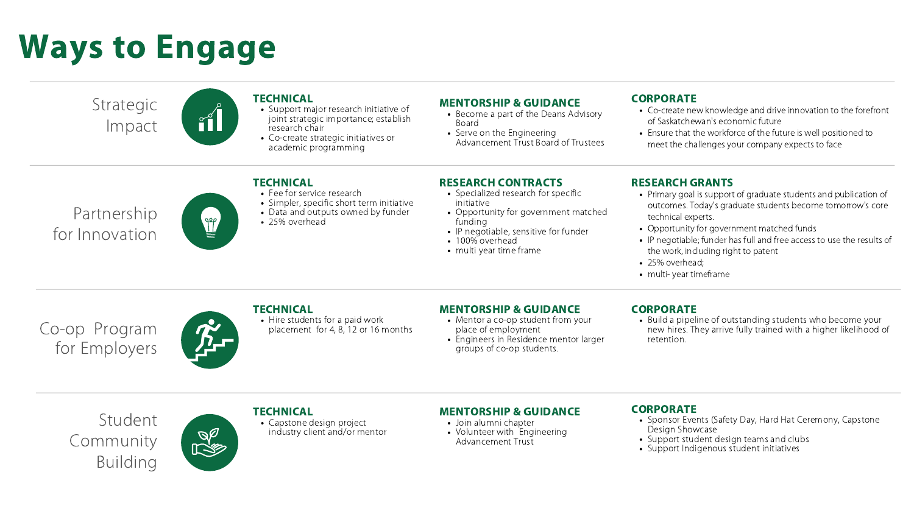# Ways to Engage

## Strategic Impact

### TECHNICAL

- Support major research initiative of joint strategic importance; establish research chair
- Co-create strategic initiatives or academic programming

### MENTORSHIP & GUIDANCE

- Become a part of the Deans Advisory Board
- Serve on the Engineering Advancement Trust Board of Trustees

### CORPORATE

- Co-create new knowledge and drive innovation to the forefront of Saskatchewan's economic future
- Ensure that the workforce of the future is well positioned to meet the challenges your company expects to face

## Partnership for Innovation

### TECHNICAL

- Fee for service research
- Simpler, specific short term initiative
- Data and outputs owned by funder
- 25% overhead

### RESEARCH CONTRACTS

- Specialized research for specific initiative
- Opportunity for government matched funding
- IP negotiable, sensitive for funder
- 100% overhead
- multi year time frame

### RESEARCH GRANTS

- Primary goal is support of graduate students and publication of outcomes. Today's graduate students become tomorrow's core technical experts.
- Opportunity for government matched funds
- IP negotiable; funder has full and free access to use the results of the work, including right to patent
- 25% overhead;
- multi- year timeframe

## Co-op Program for Employers

### TECHNICAL

- Hire students for a paid work placement for 4, 8, 12 or 16 months

### MENTORSHIP & GUIDANCE

- Mentor a co-op student from your place of employment
- Engineers in Residence mentor larger groups of co-op students.

### CORPORATE

- Build a pipeline of outstanding students who become your new hires. They arrive fully trained with a higher likelihood of retention.

## Student Community Building

### TECHNICAL

- Capstone design project industry client and/or mentor

### MENTORSHIP & GUIDANCE

- Join alumni chapter
- Volunteer with Engineering Advancement Trust

### CORPORATE

- Sponsor Events (Safety Day, Hard Hat Ceremony, Capstone Design Showcase
- Support student design teams and clubs
- Support Indigenous student initiatives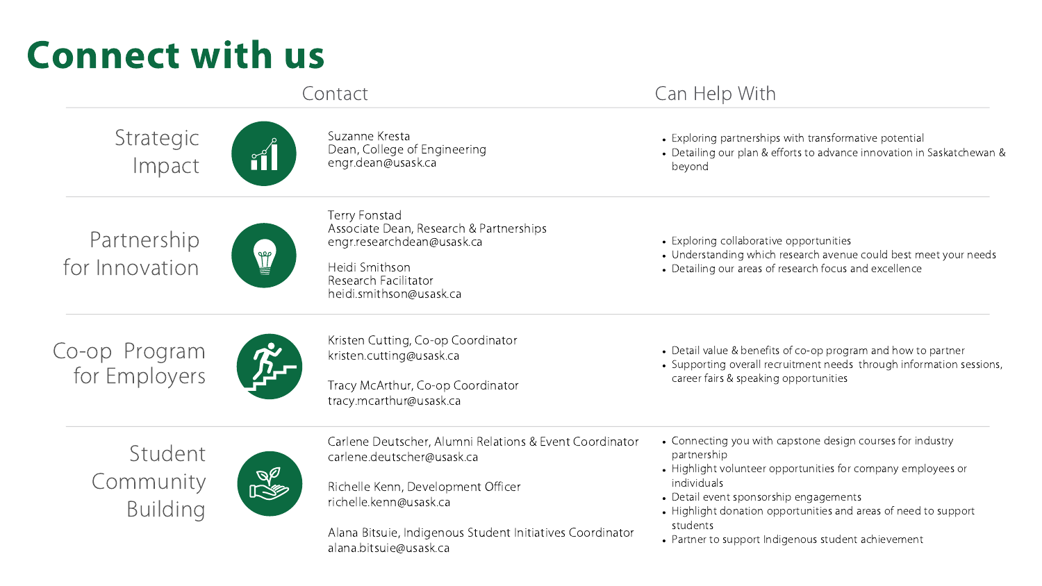# Connect with us

| | Contact | Can Help With |
|---|---|---|
| Strategic Impact | Suzanne Kresta<br>Dean, College of Engineering<br>engr.dean@usask.ca | • Exploring partnerships with transformative potential<br>• Detailing our plan & efforts to advance innovation in Saskatchewan & beyond |
| Partnership for Innovation | Terry Fonstad<br>Associate Dean, Research & Partnerships<br>engr.researchdean@usask.ca<br><br>Heidi Smithson<br>Research Facilitator<br>heidi.smithson@usask.ca | • Exploring collaborative opportunities<br>• Understanding which research avenue could best meet your needs<br>• Detailing our areas of research focus and excellence |
| Co-op Program for Employers | Kristen Cutting, Co-op Coordinator<br>kristen.cutting@usask.ca<br><br>Tracy McArthur, Co-op Coordinator<br>tracy.mcarthur@usask.ca | • Detail value & benefits of co-op program and how to partner<br>• Supporting overall recruitment needs through information sessions, career fairs & speaking opportunities |
| Student Community Building | Carlene Deutscher, Alumni Relations & Event Coordinator<br>carlene.deutscher@usask.ca<br><br>Richelle Kenn, Development Officer<br>richelle.kenn@usask.ca<br><br>Alana Bitsuie, Indigenous Student Initiatives Coordinator<br>alana.bitsuie@usask.ca | • Connecting you with capstone design courses for industry partnership<br>• Highlight volunteer opportunities for company employees or individuals<br>• Detail event sponsorship engagements<br>• Highlight donation opportunities and areas of need to support students<br>• Partner to support Indigenous student achievement |